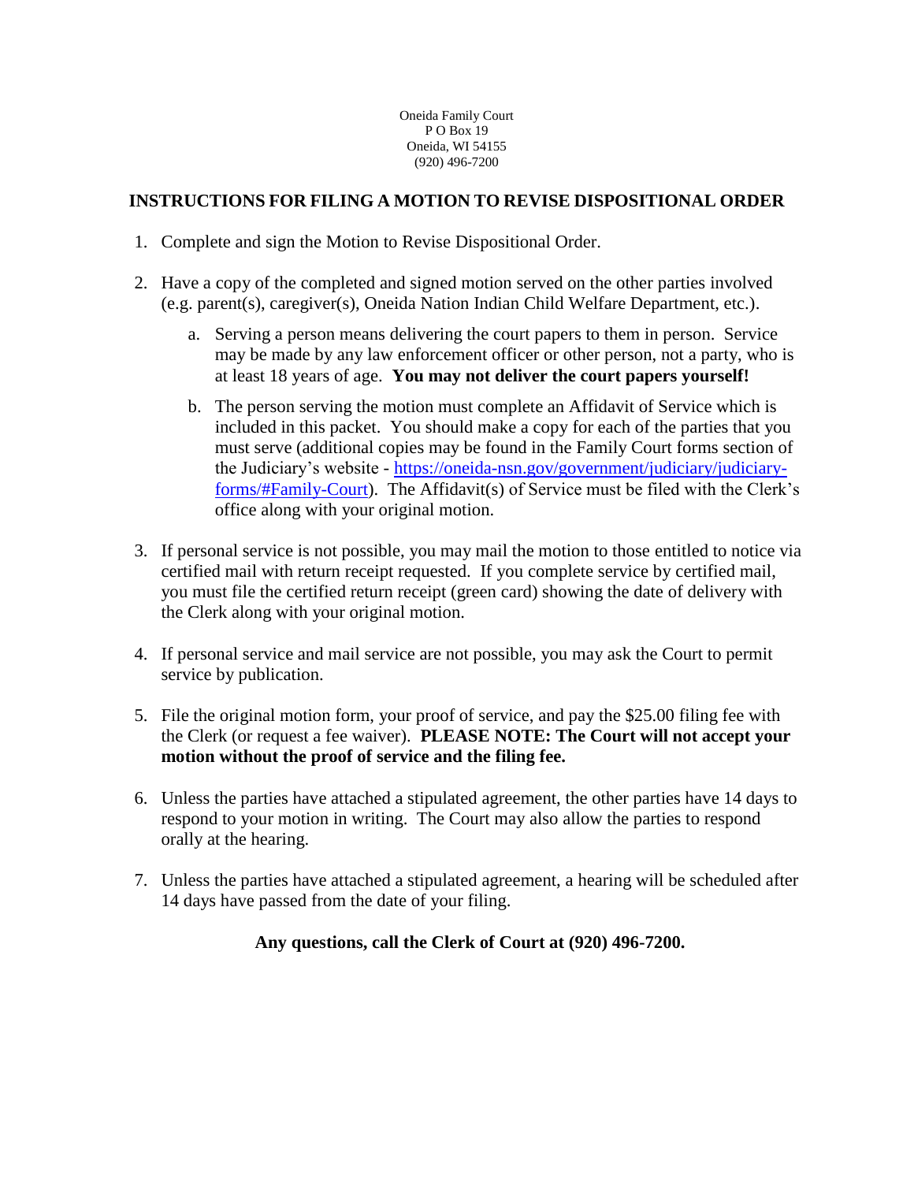Oneida Family Court
P O Box 19
Oneida, WI 54155
(920) 496-7200

## INSTRUCTIONS FOR FILING A MOTION TO REVISE DISPOSITIONAL ORDER

1. Complete and sign the Motion to Revise Dispositional Order.

2. Have a copy of the completed and signed motion served on the other parties involved (e.g. parent(s), caregiver(s), Oneida Nation Indian Child Welfare Department, etc.).

   a. Serving a person means delivering the court papers to them in person. Service may be made by any law enforcement officer or other person, not a party, who is at least 18 years of age. **You may not deliver the court papers yourself!**

   b. The person serving the motion must complete an Affidavit of Service which is included in this packet. You should make a copy for each of the parties that you must serve (additional copies may be found in the Family Court forms section of the Judiciary's website - [https://oneida-nsn.gov/government/judiciary/judiciary-forms/#Family-Court](https://oneida-nsn.gov/government/judiciary/judiciary-forms/#Family-Court)). The Affidavit(s) of Service must be filed with the Clerk's office along with your original motion.

3. If personal service is not possible, you may mail the motion to those entitled to notice via certified mail with return receipt requested. If you complete service by certified mail, you must file the certified return receipt (green card) showing the date of delivery with the Clerk along with your original motion.

4. If personal service and mail service are not possible, you may ask the Court to permit service by publication.

5. File the original motion form, your proof of service, and pay the $25.00 filing fee with the Clerk (or request a fee waiver). **PLEASE NOTE: The Court will not accept your motion without the proof of service and the filing fee.**

6. Unless the parties have attached a stipulated agreement, the other parties have 14 days to respond to your motion in writing. The Court may also allow the parties to respond orally at the hearing.

7. Unless the parties have attached a stipulated agreement, a hearing will be scheduled after 14 days have passed from the date of your filing.

**Any questions, call the Clerk of Court at (920) 496-7200.**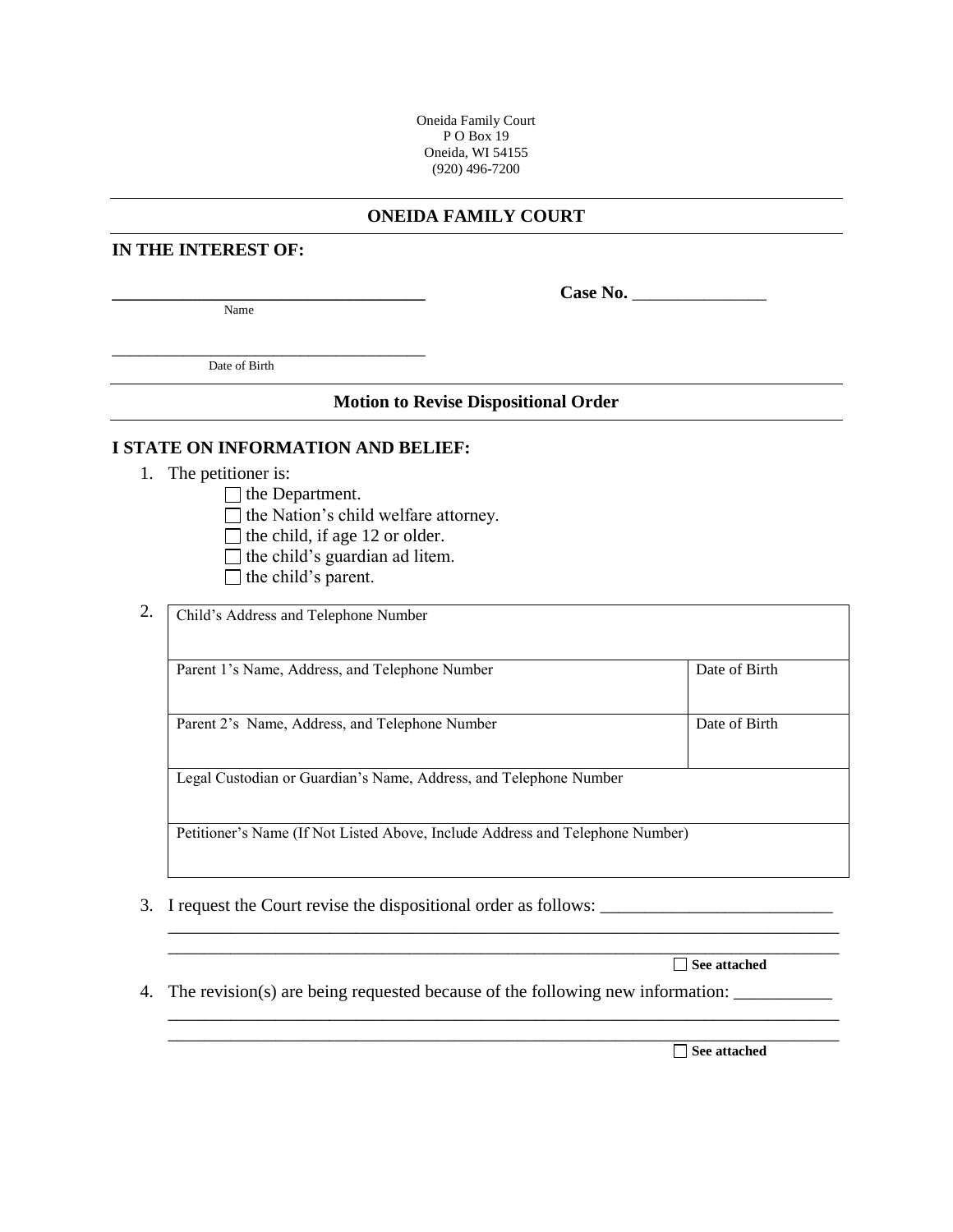Oneida Family Court
P O Box 19
Oneida, WI 54155
(920) 496-7200

## ONEIDA FAMILY COURT

**IN THE INTEREST OF:**

\_\_\_\_\_\_\_\_\_\_\_\_\_\_\_\_\_\_\_\_\_\_\_\_\_\_\_\_\_\_\_\_\_\_\_\_ **Case No.** \_\_\_\_\_\_\_\_\_\_\_\_\_\_\_\_

Name

\_\_\_\_\_\_\_\_\_\_\_\_\_\_\_\_\_\_\_\_\_\_\_\_\_\_\_\_\_\_\_\_\_\_\_\_

Date of Birth

### Motion to Revise Dispositional Order

**I STATE ON INFORMATION AND BELIEF:**

1. The petitioner is:
   - ☐ the Department.
   - ☐ the Nation's child welfare attorney.
   - ☐ the child, if age 12 or older.
   - ☐ the child's guardian ad litem.
   - ☐ the child's parent.

2.

| Child's Address and Telephone Number | |
|---|---|
| Parent 1's Name, Address, and Telephone Number | Date of Birth |
| Parent 2's Name, Address, and Telephone Number | Date of Birth |
| Legal Custodian or Guardian's Name, Address, and Telephone Number | |
| Petitioner's Name (If Not Listed Above, Include Address and Telephone Number) | |

3. I request the Court revise the dispositional order as follows: \_\_\_\_\_\_\_\_\_\_\_\_\_\_\_\_\_\_\_\_\_\_\_\_\_\_
\_\_\_\_\_\_\_\_\_\_\_\_\_\_\_\_\_\_\_\_\_\_\_\_\_\_\_\_\_\_\_\_\_\_\_\_\_\_\_\_\_\_\_\_\_\_\_\_\_\_\_\_\_\_\_\_\_\_\_\_\_\_\_\_\_\_\_\_\_\_\_\_\_\_\_\_
\_\_\_\_\_\_\_\_\_\_\_\_\_\_\_\_\_\_\_\_\_\_\_\_\_\_\_\_\_\_\_\_\_\_\_\_\_\_\_\_\_\_\_\_\_\_\_\_\_\_\_\_\_\_\_\_\_\_\_\_\_\_\_\_\_\_\_\_\_\_\_\_\_\_\_\_
☐ **See attached**

4. The revision(s) are being requested because of the following new information: \_\_\_\_\_\_\_\_\_\_\_
\_\_\_\_\_\_\_\_\_\_\_\_\_\_\_\_\_\_\_\_\_\_\_\_\_\_\_\_\_\_\_\_\_\_\_\_\_\_\_\_\_\_\_\_\_\_\_\_\_\_\_\_\_\_\_\_\_\_\_\_\_\_\_\_\_\_\_\_\_\_\_\_\_\_\_\_
\_\_\_\_\_\_\_\_\_\_\_\_\_\_\_\_\_\_\_\_\_\_\_\_\_\_\_\_\_\_\_\_\_\_\_\_\_\_\_\_\_\_\_\_\_\_\_\_\_\_\_\_\_\_\_\_\_\_\_\_\_\_\_\_\_\_\_\_\_\_\_\_\_\_\_\_
☐ **See attached**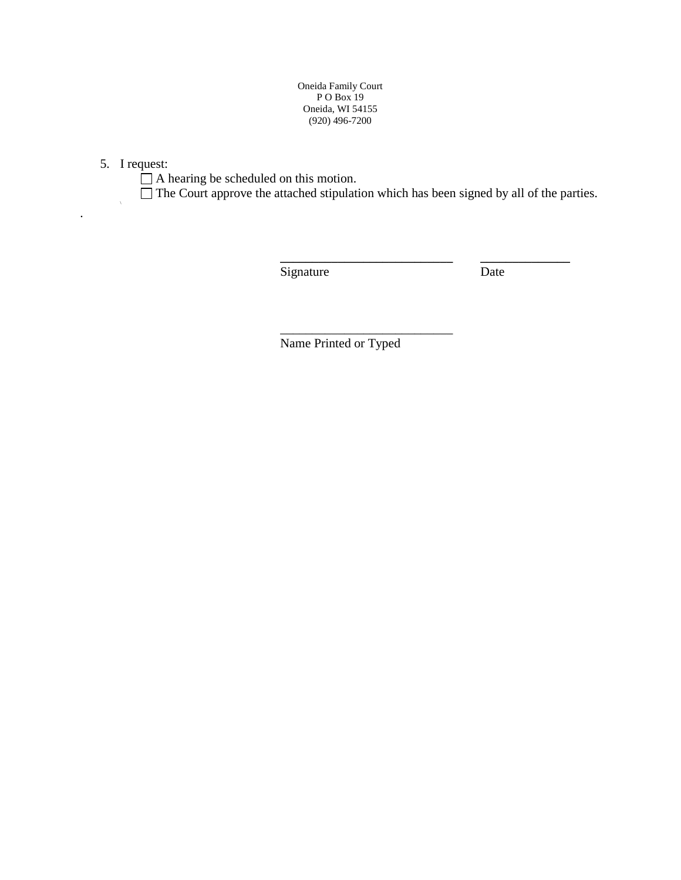Oneida Family Court
P O Box 19
Oneida, WI 54155
(920) 496-7200

5. I request:
   - ☐ A hearing be scheduled on this motion.
   - ☐ The Court approve the attached stipulation which has been signed by all of the parties.

\_\_\_\_\_\_\_\_\_\_\_\_\_\_\_\_\_\_\_\_\_\_\_\_\_\_\_ \_\_\_\_\_\_\_\_\_\_\_\_\_\_
Signature Date

\_\_\_\_\_\_\_\_\_\_\_\_\_\_\_\_\_\_\_\_\_\_\_\_\_\_\_
Name Printed or Typed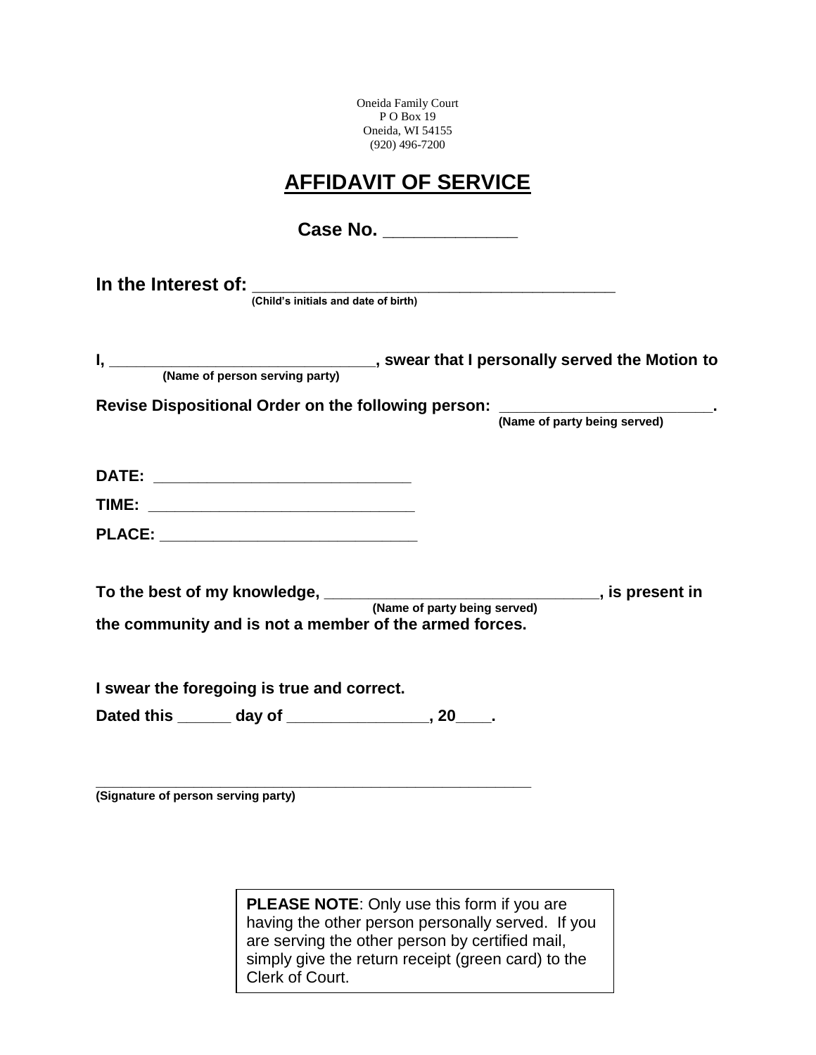Oneida Family Court
P O Box 19
Oneida, WI 54155
(920) 496-7200

# AFFIDAVIT OF SERVICE

**Case No. _____________**

**In the Interest of: ________________________________________**
**(Child's initials and date of birth)**

**I, ______________________________, swear that I personally served the Motion to**
**(Name of person serving party)**

**Revise Dispositional Order on the following person: ________________________.**
**(Name of party being served)**

**DATE: _____________________________**

**TIME: ______________________________**

**PLACE: _____________________________**

**To the best of my knowledge, ______________________________, is present in**
**(Name of party being served)**
**the community and is not a member of the armed forces.**

**I swear the foregoing is true and correct.**

**Dated this ______ day of ________________, 20____.**

**_______________________________________________________**
**(Signature of person serving party)**

**PLEASE NOTE**: Only use this form if you are having the other person personally served. If you are serving the other person by certified mail, simply give the return receipt (green card) to the Clerk of Court.